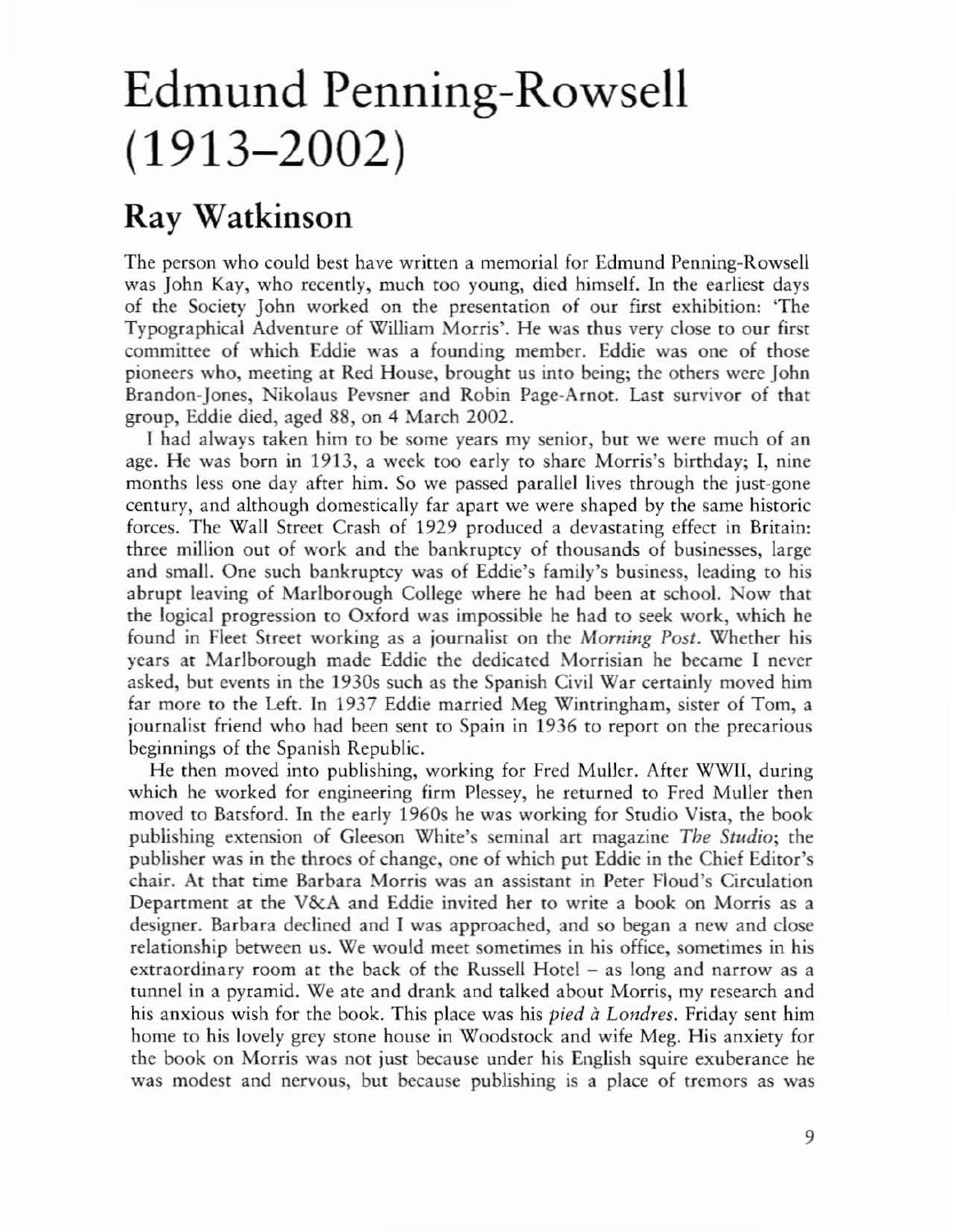# Edmund Penning-Rowsell (1913–2002)

## Ray Watkinson

The person who could best have written a memorial for Edmund Penning-Rowsell was John Kay, who recently, much too young, died himself. In the earliest days of the Society John worked on the presentation of our first exhibition: 'The Typographical Adventure of William Morris'. He was thus very close to our first committee of which Eddie was a founding member. Eddie was one of those pioneers who, meeting at Red House, brought us into being; the others were John Brandon-Jones, Nikolaus Pevsner and Robin Page-Arnot. Last survivor of that group, Eddie died, aged 88, on 4 March 2002.

I had always taken him to be some years my senior, but we were much of an age. He was born in 1913, a week too early to share Morris's birthday; I, nine months less one day after him. So we passed parallel lives through the just-gone century, and although domestically far apart we were shaped by the same historic forces. The Wall Street Crash of 1929 produced a devastating effect in Britain: three million out of work and the bankruptcy of thousands of businesses, large and small. One such bankruptcy was of Eddie's family's business, leading to his abrupt leaving of Marlborough College where he had been at school. Now that the logical progression to Oxford was impossible he had to seek work, which he found in Fleet Street working as a journalist on the *Morning Post*. Whether his years at Marlborough made Eddie the dedicated Morrisian he became I never asked, but events in the 1930s such as the Spanish Civil War certainly moved him far more to the Left. In 1937 Eddie married Meg Wintringham, sister of Tom, a journalist friend who had been sent to Spain in 1936 to report on the precarious beginnings of the Spanish Republic.

He then moved into publishing, working for Fred Muller. After WWII, during which he worked for engineering firm Plessey, he returned to Fred Muller then moved to Batsford. In the early 1960s he was working for Studio Vista, the book publishing extension of Gleeson White's seminal art magazine *The Studio*; the publisher was in the throes of change, one of which put Eddie in the Chief Editor's chair. At that time Barbara Morris was an assistant in Peter Floud's Circulation Department at the V&A and Eddie invited her to write a book on Morris as a designer. Barbara declined and I was approached, and so began a new and close relationship between us. We would meet sometimes in his office, sometimes in his extraordinary room at the back of the Russell Hotel – as long and narrow as a tunnel in a pyramid. We ate and drank and talked about Morris, my research and his anxious wish for the book. This place was his *pied à Londres*. Friday sent him home to his lovely grey stone house in Woodstock and wife Meg. His anxiety for the book on Morris was not just because under his English squire exuberance he was modest and nervous, but because publishing is a place of tremors as was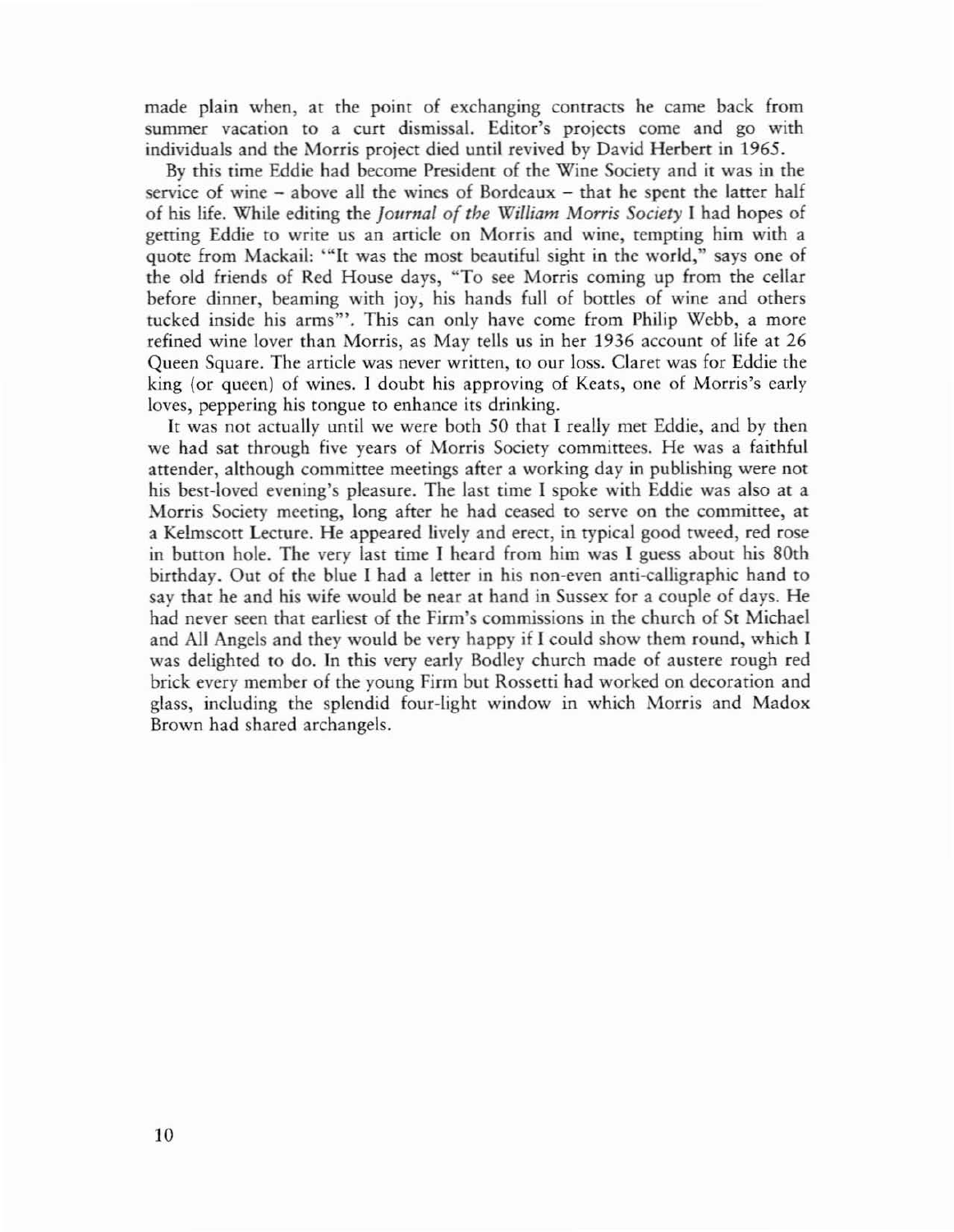made plain when, at the point of exchanging contracts he came back from summer vacation to a curt dismissal. Editor's projects come and go with individuals and the Morris project died until revived by David Herbert in 1965.

By this time Eddie had become President of the Wine Society and it was in the service of wine – above all the wines of Bordeaux – that he spent the latter half of his life. While editing the *Journal of the William Morris Society* I had hopes of getting Eddie to write us an article on Morris and wine, tempting him with a quote from Mackail: '"It was the most beautiful sight in the world," says one of the old friends of Red House days, "To see Morris coming up from the cellar before dinner, beaming with joy, his hands full of bottles of wine and others tucked inside his arms"'. This can only have come from Philip Webb, a more refined wine lover than Morris, as May tells us in her 1936 account of life at 26 Queen Square. The article was never written, to our loss. Claret was for Eddie the king (or queen) of wines. I doubt his approving of Keats, one of Morris's early loves, peppering his tongue to enhance its drinking.

It was not actually until we were both 50 that I really met Eddie, and by then we had sat through five years of Morris Society committees. He was a faithful attender, although committee meetings after a working day in publishing were not his best-loved evening's pleasure. The last time I spoke with Eddie was also at a Morris Society meeting, long after he had ceased to serve on the committee, at a Kelmscott Lecture. He appeared lively and erect, in typical good tweed, red rose in button hole. The very last time I heard from him was I guess about his 80th birthday. Out of the blue I had a letter in his non-even anti-calligraphic hand to say that he and his wife would be near at hand in Sussex for a couple of days. He had never seen that earliest of the Firm's commissions in the church of St Michael and All Angels and they would be very happy if I could show them round, which I was delighted to do. In this very early Bodley church made of austere rough red brick every member of the young Firm but Rossetti had worked on decoration and glass, including the splendid four-light window in which Morris and Madox Brown had shared archangels.